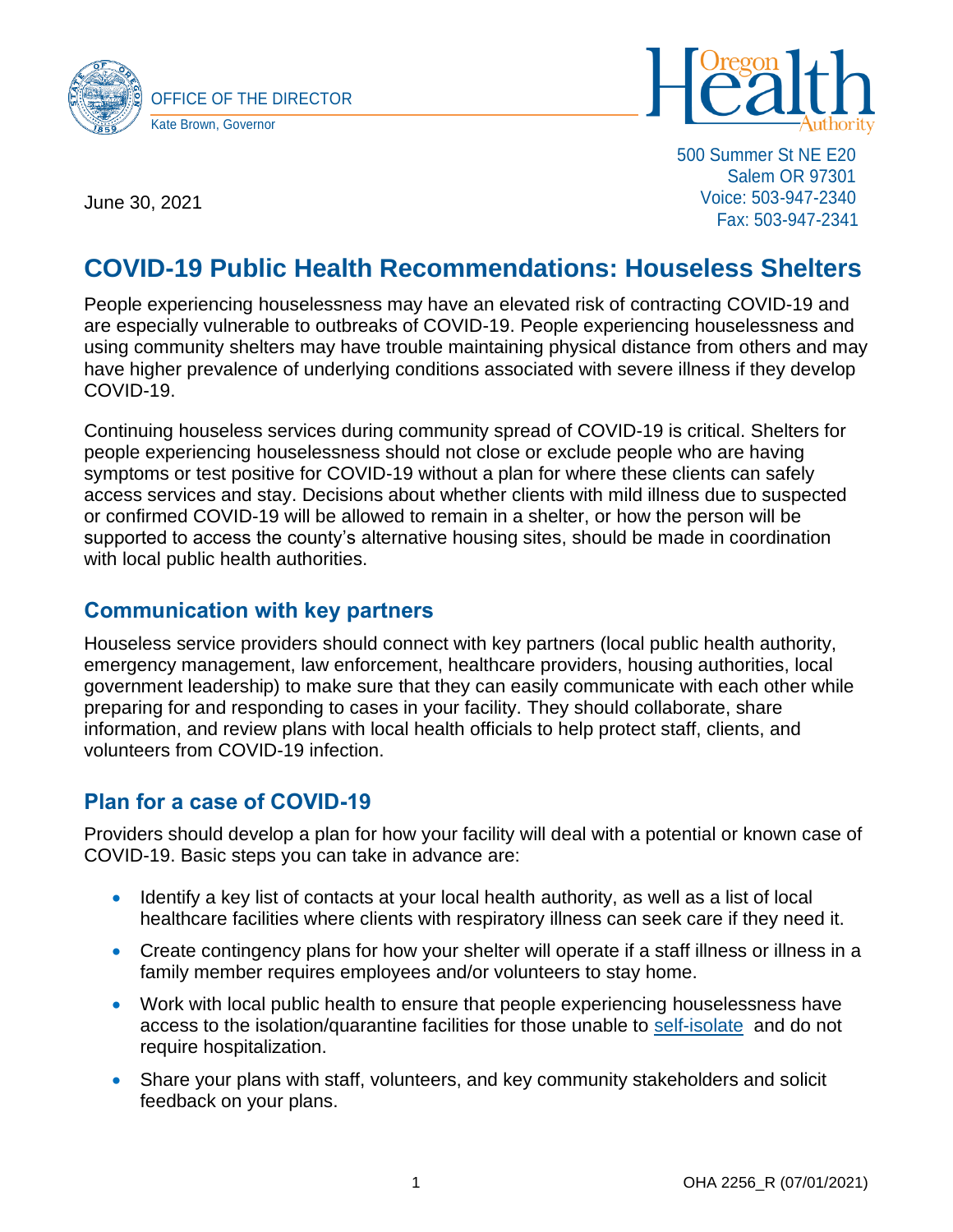OFFICE OF THE DIRECTOR
Kate Brown, Governor

Oregon Health Authority

500 Summer St NE E20
Salem OR 97301
Voice: 503-947-2340
Fax: 503-947-2341

June 30, 2021

# COVID-19 Public Health Recommendations: Houseless Shelters

People experiencing houselessness may have an elevated risk of contracting COVID-19 and are especially vulnerable to outbreaks of COVID-19. People experiencing houselessness and using community shelters may have trouble maintaining physical distance from others and may have higher prevalence of underlying conditions associated with severe illness if they develop COVID-19.

Continuing houseless services during community spread of COVID-19 is critical. Shelters for people experiencing houselessness should not close or exclude people who are having symptoms or test positive for COVID-19 without a plan for where these clients can safely access services and stay. Decisions about whether clients with mild illness due to suspected or confirmed COVID-19 will be allowed to remain in a shelter, or how the person will be supported to access the county's alternative housing sites, should be made in coordination with local public health authorities.

## Communication with key partners

Houseless service providers should connect with key partners (local public health authority, emergency management, law enforcement, healthcare providers, housing authorities, local government leadership) to make sure that they can easily communicate with each other while preparing for and responding to cases in your facility. They should collaborate, share information, and review plans with local health officials to help protect staff, clients, and volunteers from COVID-19 infection.

## Plan for a case of COVID-19

Providers should develop a plan for how your facility will deal with a potential or known case of COVID-19. Basic steps you can take in advance are:

- Identify a key list of contacts at your local health authority, as well as a list of local healthcare facilities where clients with respiratory illness can seek care if they need it.
- Create contingency plans for how your shelter will operate if a staff illness or illness in a family member requires employees and/or volunteers to stay home.
- Work with local public health to ensure that people experiencing houselessness have access to the isolation/quarantine facilities for those unable to self-isolate and do not require hospitalization.
- Share your plans with staff, volunteers, and key community stakeholders and solicit feedback on your plans.

OHA 2256_R (07/01/2021)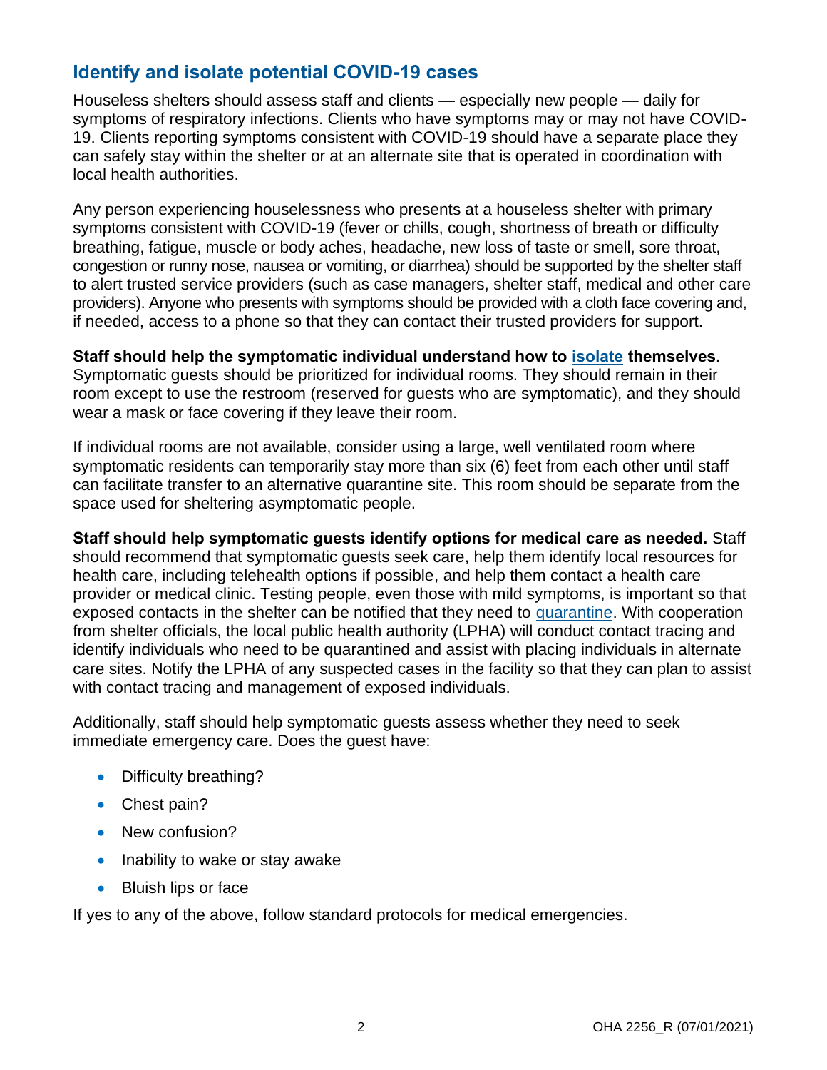## Identify and isolate potential COVID-19 cases

Houseless shelters should assess staff and clients — especially new people — daily for symptoms of respiratory infections. Clients who have symptoms may or may not have COVID-19. Clients reporting symptoms consistent with COVID-19 should have a separate place they can safely stay within the shelter or at an alternate site that is operated in coordination with local health authorities.

Any person experiencing houselessness who presents at a houseless shelter with primary symptoms consistent with COVID-19 (fever or chills, cough, shortness of breath or difficulty breathing, fatigue, muscle or body aches, headache, new loss of taste or smell, sore throat, congestion or runny nose, nausea or vomiting, or diarrhea) should be supported by the shelter staff to alert trusted service providers (such as case managers, shelter staff, medical and other care providers). Anyone who presents with symptoms should be provided with a cloth face covering and, if needed, access to a phone so that they can contact their trusted providers for support.

**Staff should help the symptomatic individual understand how to isolate themselves.** Symptomatic guests should be prioritized for individual rooms. They should remain in their room except to use the restroom (reserved for guests who are symptomatic), and they should wear a mask or face covering if they leave their room.

If individual rooms are not available, consider using a large, well ventilated room where symptomatic residents can temporarily stay more than six (6) feet from each other until staff can facilitate transfer to an alternative quarantine site. This room should be separate from the space used for sheltering asymptomatic people.

**Staff should help symptomatic guests identify options for medical care as needed.** Staff should recommend that symptomatic guests seek care, help them identify local resources for health care, including telehealth options if possible, and help them contact a health care provider or medical clinic. Testing people, even those with mild symptoms, is important so that exposed contacts in the shelter can be notified that they need to quarantine. With cooperation from shelter officials, the local public health authority (LPHA) will conduct contact tracing and identify individuals who need to be quarantined and assist with placing individuals in alternate care sites. Notify the LPHA of any suspected cases in the facility so that they can plan to assist with contact tracing and management of exposed individuals.

Additionally, staff should help symptomatic guests assess whether they need to seek immediate emergency care. Does the guest have:

- Difficulty breathing?
- Chest pain?
- New confusion?
- Inability to wake or stay awake
- Bluish lips or face

If yes to any of the above, follow standard protocols for medical emergencies.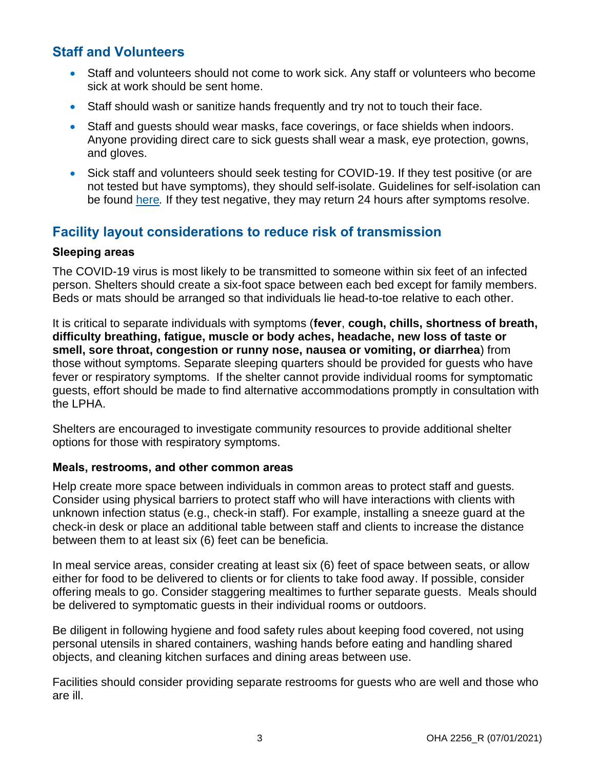## Staff and Volunteers

- Staff and volunteers should not come to work sick. Any staff or volunteers who become sick at work should be sent home.
- Staff should wash or sanitize hands frequently and try not to touch their face.
- Staff and guests should wear masks, face coverings, or face shields when indoors. Anyone providing direct care to sick guests shall wear a mask, eye protection, gowns, and gloves.
- Sick staff and volunteers should seek testing for COVID-19. If they test positive (or are not tested but have symptoms), they should self-isolate. Guidelines for self-isolation can be found [here](). If they test negative, they may return 24 hours after symptoms resolve.

## Facility layout considerations to reduce risk of transmission

### Sleeping areas

The COVID-19 virus is most likely to be transmitted to someone within six feet of an infected person. Shelters should create a six-foot space between each bed except for family members. Beds or mats should be arranged so that individuals lie head-to-toe relative to each other.

It is critical to separate individuals with symptoms (**fever**, **cough, chills, shortness of breath, difficulty breathing, fatigue, muscle or body aches, headache, new loss of taste or smell, sore throat, congestion or runny nose, nausea or vomiting, or diarrhea**) from those without symptoms. Separate sleeping quarters should be provided for guests who have fever or respiratory symptoms. If the shelter cannot provide individual rooms for symptomatic guests, effort should be made to find alternative accommodations promptly in consultation with the LPHA.

Shelters are encouraged to investigate community resources to provide additional shelter options for those with respiratory symptoms.

### Meals, restrooms, and other common areas

Help create more space between individuals in common areas to protect staff and guests. Consider using physical barriers to protect staff who will have interactions with clients with unknown infection status (e.g., check-in staff). For example, installing a sneeze guard at the check-in desk or place an additional table between staff and clients to increase the distance between them to at least six (6) feet can be beneficia.

In meal service areas, consider creating at least six (6) feet of space between seats, or allow either for food to be delivered to clients or for clients to take food away. If possible, consider offering meals to go. Consider staggering mealtimes to further separate guests. Meals should be delivered to symptomatic guests in their individual rooms or outdoors.

Be diligent in following hygiene and food safety rules about keeping food covered, not using personal utensils in shared containers, washing hands before eating and handling shared objects, and cleaning kitchen surfaces and dining areas between use.

Facilities should consider providing separate restrooms for guests who are well and those who are ill.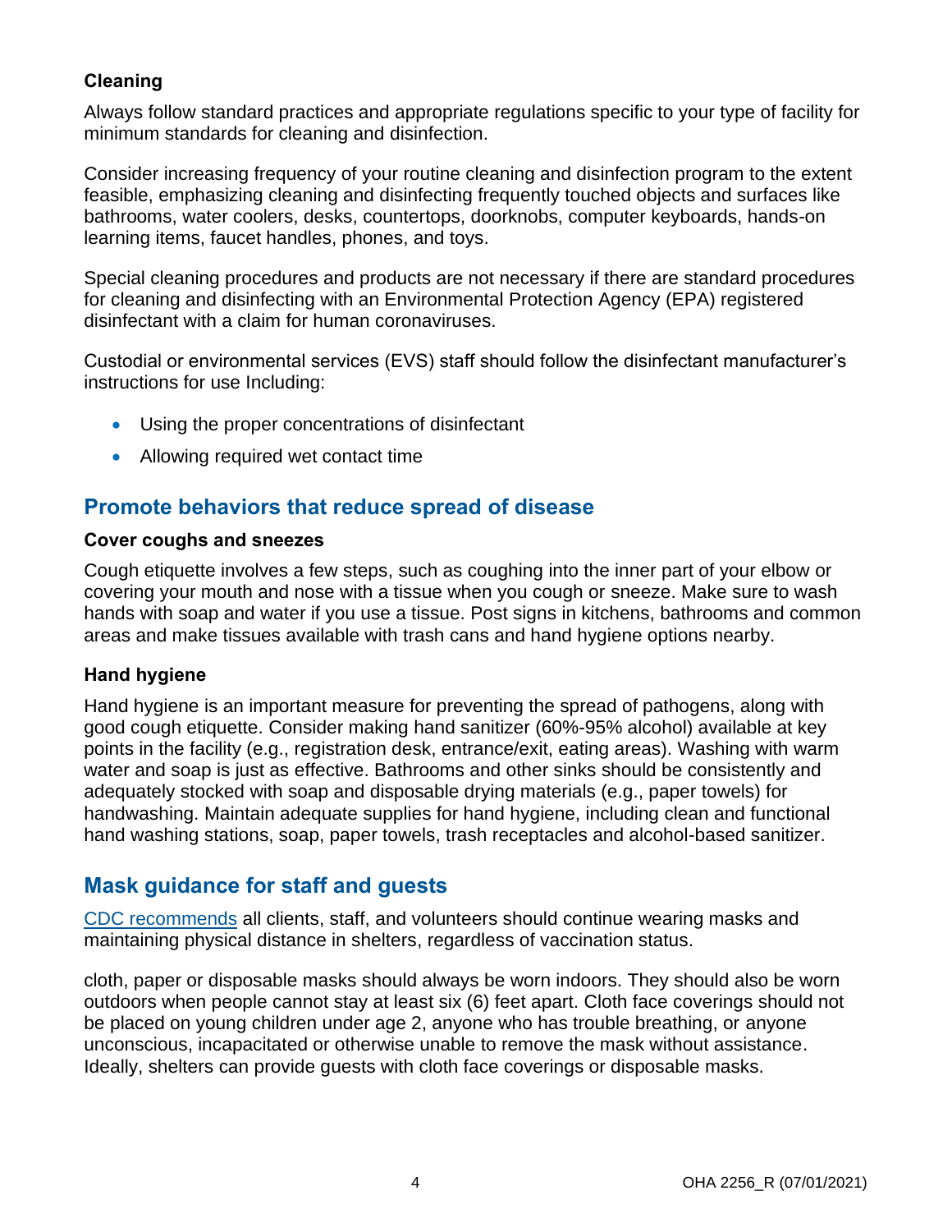### Cleaning

Always follow standard practices and appropriate regulations specific to your type of facility for minimum standards for cleaning and disinfection.

Consider increasing frequency of your routine cleaning and disinfection program to the extent feasible, emphasizing cleaning and disinfecting frequently touched objects and surfaces like bathrooms, water coolers, desks, countertops, doorknobs, computer keyboards, hands-on learning items, faucet handles, phones, and toys.

Special cleaning procedures and products are not necessary if there are standard procedures for cleaning and disinfecting with an Environmental Protection Agency (EPA) registered disinfectant with a claim for human coronaviruses.

Custodial or environmental services (EVS) staff should follow the disinfectant manufacturer's instructions for use Including:

- Using the proper concentrations of disinfectant
- Allowing required wet contact time

## Promote behaviors that reduce spread of disease

### Cover coughs and sneezes

Cough etiquette involves a few steps, such as coughing into the inner part of your elbow or covering your mouth and nose with a tissue when you cough or sneeze. Make sure to wash hands with soap and water if you use a tissue. Post signs in kitchens, bathrooms and common areas and make tissues available with trash cans and hand hygiene options nearby.

### Hand hygiene

Hand hygiene is an important measure for preventing the spread of pathogens, along with good cough etiquette. Consider making hand sanitizer (60%-95% alcohol) available at key points in the facility (e.g., registration desk, entrance/exit, eating areas). Washing with warm water and soap is just as effective. Bathrooms and other sinks should be consistently and adequately stocked with soap and disposable drying materials (e.g., paper towels) for handwashing. Maintain adequate supplies for hand hygiene, including clean and functional hand washing stations, soap, paper towels, trash receptacles and alcohol-based sanitizer.

## Mask guidance for staff and guests

CDC recommends all clients, staff, and volunteers should continue wearing masks and maintaining physical distance in shelters, regardless of vaccination status.

cloth, paper or disposable masks should always be worn indoors. They should also be worn outdoors when people cannot stay at least six (6) feet apart. Cloth face coverings should not be placed on young children under age 2, anyone who has trouble breathing, or anyone unconscious, incapacitated or otherwise unable to remove the mask without assistance. Ideally, shelters can provide guests with cloth face coverings or disposable masks.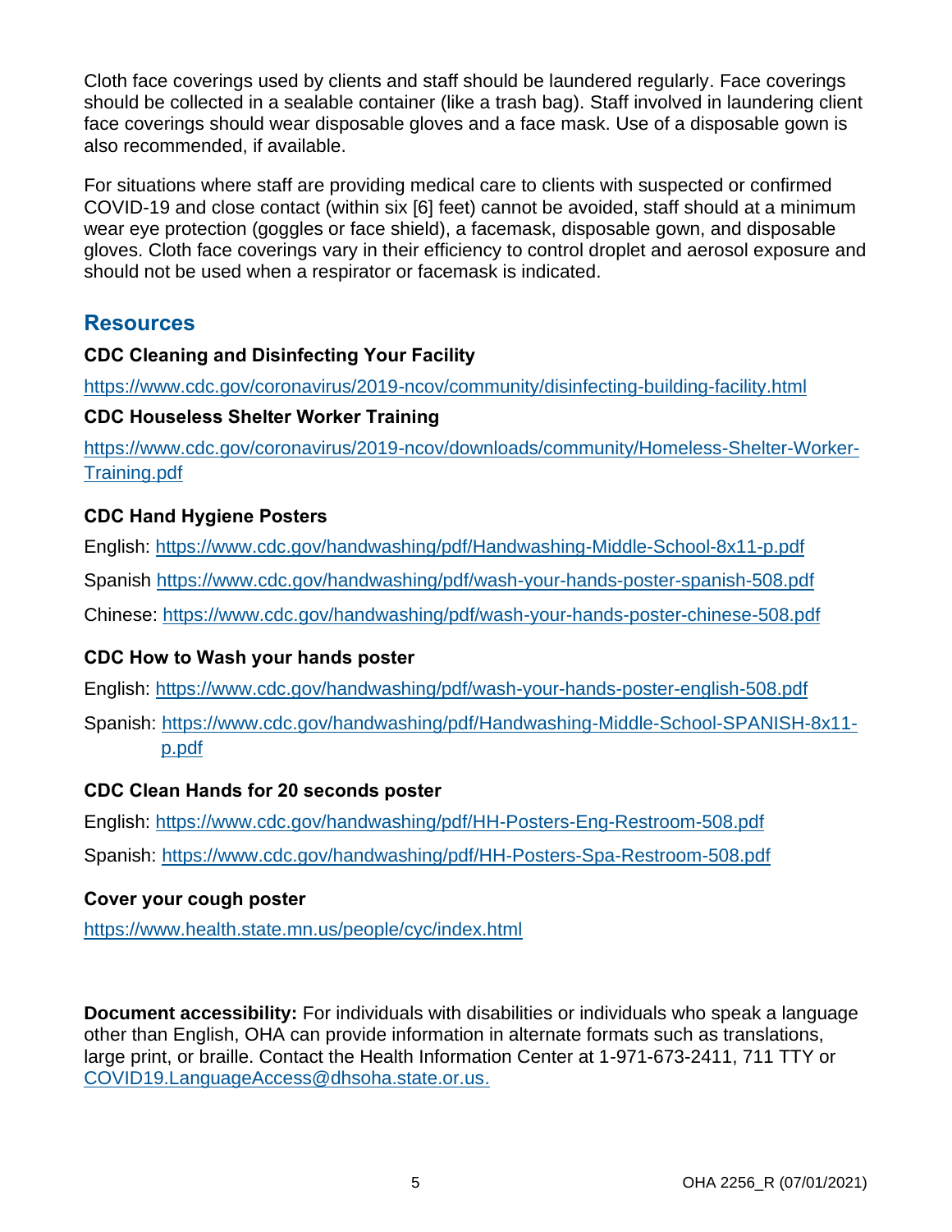Cloth face coverings used by clients and staff should be laundered regularly. Face coverings should be collected in a sealable container (like a trash bag). Staff involved in laundering client face coverings should wear disposable gloves and a face mask. Use of a disposable gown is also recommended, if available.

For situations where staff are providing medical care to clients with suspected or confirmed COVID-19 and close contact (within six [6] feet) cannot be avoided, staff should at a minimum wear eye protection (goggles or face shield), a facemask, disposable gown, and disposable gloves. Cloth face coverings vary in their efficiency to control droplet and aerosol exposure and should not be used when a respirator or facemask is indicated.

## Resources

**CDC Cleaning and Disinfecting Your Facility**

https://www.cdc.gov/coronavirus/2019-ncov/community/disinfecting-building-facility.html

**CDC Houseless Shelter Worker Training**

https://www.cdc.gov/coronavirus/2019-ncov/downloads/community/Homeless-Shelter-Worker-Training.pdf

**CDC Hand Hygiene Posters**

English: https://www.cdc.gov/handwashing/pdf/Handwashing-Middle-School-8x11-p.pdf

Spanish https://www.cdc.gov/handwashing/pdf/wash-your-hands-poster-spanish-508.pdf

Chinese: https://www.cdc.gov/handwashing/pdf/wash-your-hands-poster-chinese-508.pdf

**CDC How to Wash your hands poster**

English: https://www.cdc.gov/handwashing/pdf/wash-your-hands-poster-english-508.pdf

Spanish: https://www.cdc.gov/handwashing/pdf/Handwashing-Middle-School-SPANISH-8x11-p.pdf

**CDC Clean Hands for 20 seconds poster**

English: https://www.cdc.gov/handwashing/pdf/HH-Posters-Eng-Restroom-508.pdf

Spanish: https://www.cdc.gov/handwashing/pdf/HH-Posters-Spa-Restroom-508.pdf

**Cover your cough poster**

https://www.health.state.mn.us/people/cyc/index.html

**Document accessibility:** For individuals with disabilities or individuals who speak a language other than English, OHA can provide information in alternate formats such as translations, large print, or braille. Contact the Health Information Center at 1-971-673-2411, 711 TTY or COVID19.LanguageAccess@dhsoha.state.or.us.

OHA 2256_R (07/01/2021)